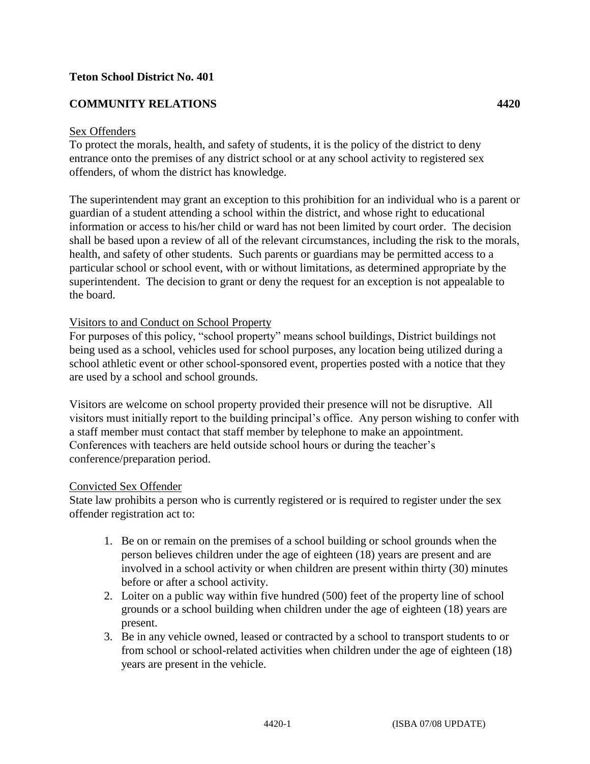**Teton School District No. 401**

**COMMUNITY RELATIONS 4420**

Sex Offenders

To protect the morals, health, and safety of students, it is the policy of the district to deny entrance onto the premises of any district school or at any school activity to registered sex offenders, of whom the district has knowledge.

The superintendent may grant an exception to this prohibition for an individual who is a parent or guardian of a student attending a school within the district, and whose right to educational information or access to his/her child or ward has not been limited by court order. The decision shall be based upon a review of all of the relevant circumstances, including the risk to the morals, health, and safety of other students. Such parents or guardians may be permitted access to a particular school or school event, with or without limitations, as determined appropriate by the superintendent. The decision to grant or deny the request for an exception is not appealable to the board.

Visitors to and Conduct on School Property

For purposes of this policy, "school property" means school buildings, District buildings not being used as a school, vehicles used for school purposes, any location being utilized during a school athletic event or other school-sponsored event, properties posted with a notice that they are used by a school and school grounds.

Visitors are welcome on school property provided their presence will not be disruptive. All visitors must initially report to the building principal's office. Any person wishing to confer with a staff member must contact that staff member by telephone to make an appointment. Conferences with teachers are held outside school hours or during the teacher's conference/preparation period.

Convicted Sex Offender

State law prohibits a person who is currently registered or is required to register under the sex offender registration act to:

1. Be on or remain on the premises of a school building or school grounds when the person believes children under the age of eighteen (18) years are present and are involved in a school activity or when children are present within thirty (30) minutes before or after a school activity.
2. Loiter on a public way within five hundred (500) feet of the property line of school grounds or a school building when children under the age of eighteen (18) years are present.
3. Be in any vehicle owned, leased or contracted by a school to transport students to or from school or school-related activities when children under the age of eighteen (18) years are present in the vehicle.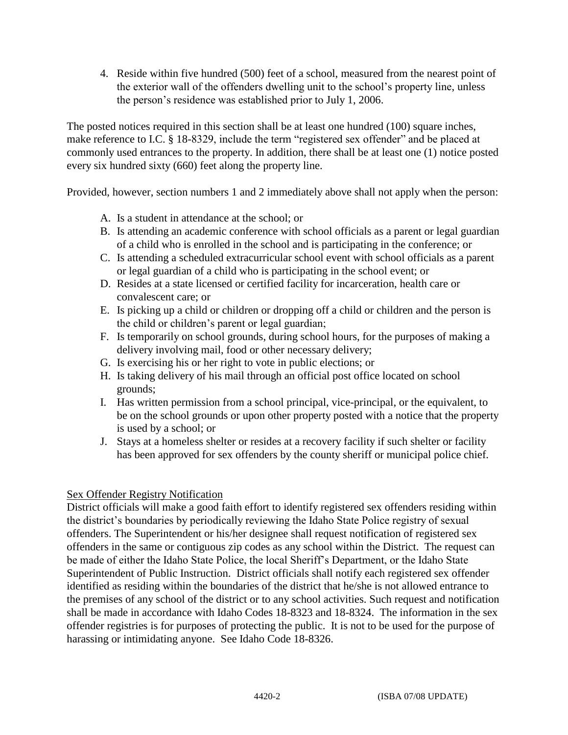4. Reside within five hundred (500) feet of a school, measured from the nearest point of the exterior wall of the offenders dwelling unit to the school's property line, unless the person's residence was established prior to July 1, 2006.

The posted notices required in this section shall be at least one hundred (100) square inches, make reference to I.C. § 18-8329, include the term "registered sex offender" and be placed at commonly used entrances to the property. In addition, there shall be at least one (1) notice posted every six hundred sixty (660) feet along the property line.

Provided, however, section numbers 1 and 2 immediately above shall not apply when the person:

A. Is a student in attendance at the school; or
B. Is attending an academic conference with school officials as a parent or legal guardian of a child who is enrolled in the school and is participating in the conference; or
C. Is attending a scheduled extracurricular school event with school officials as a parent or legal guardian of a child who is participating in the school event; or
D. Resides at a state licensed or certified facility for incarceration, health care or convalescent care; or
E. Is picking up a child or children or dropping off a child or children and the person is the child or children's parent or legal guardian;
F. Is temporarily on school grounds, during school hours, for the purposes of making a delivery involving mail, food or other necessary delivery;
G. Is exercising his or her right to vote in public elections; or
H. Is taking delivery of his mail through an official post office located on school grounds;
I. Has written permission from a school principal, vice-principal, or the equivalent, to be on the school grounds or upon other property posted with a notice that the property is used by a school; or
J. Stays at a homeless shelter or resides at a recovery facility if such shelter or facility has been approved for sex offenders by the county sheriff or municipal police chief.

Sex Offender Registry Notification

District officials will make a good faith effort to identify registered sex offenders residing within the district's boundaries by periodically reviewing the Idaho State Police registry of sexual offenders. The Superintendent or his/her designee shall request notification of registered sex offenders in the same or contiguous zip codes as any school within the District. The request can be made of either the Idaho State Police, the local Sheriff's Department, or the Idaho State Superintendent of Public Instruction. District officials shall notify each registered sex offender identified as residing within the boundaries of the district that he/she is not allowed entrance to the premises of any school of the district or to any school activities. Such request and notification shall be made in accordance with Idaho Codes 18-8323 and 18-8324. The information in the sex offender registries is for purposes of protecting the public. It is not to be used for the purpose of harassing or intimidating anyone. See Idaho Code 18-8326.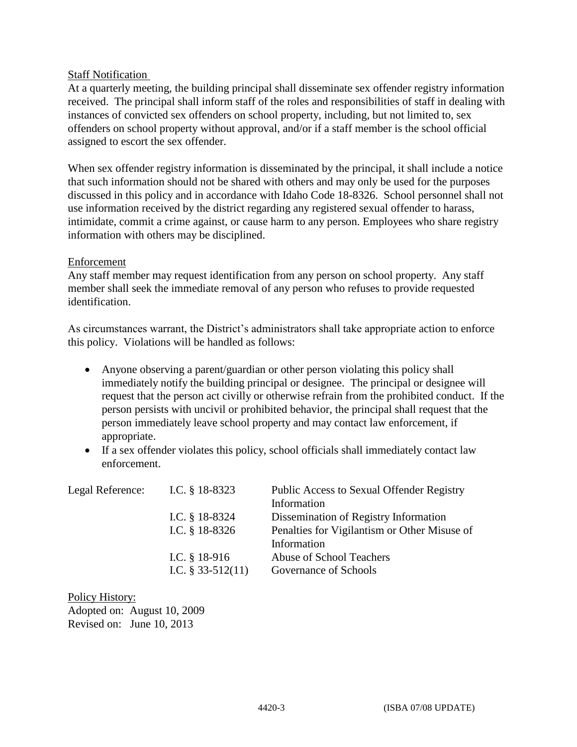Staff Notification

At a quarterly meeting, the building principal shall disseminate sex offender registry information received. The principal shall inform staff of the roles and responsibilities of staff in dealing with instances of convicted sex offenders on school property, including, but not limited to, sex offenders on school property without approval, and/or if a staff member is the school official assigned to escort the sex offender.

When sex offender registry information is disseminated by the principal, it shall include a notice that such information should not be shared with others and may only be used for the purposes discussed in this policy and in accordance with Idaho Code 18-8326. School personnel shall not use information received by the district regarding any registered sexual offender to harass, intimidate, commit a crime against, or cause harm to any person. Employees who share registry information with others may be disciplined.

Enforcement

Any staff member may request identification from any person on school property. Any staff member shall seek the immediate removal of any person who refuses to provide requested identification.

As circumstances warrant, the District's administrators shall take appropriate action to enforce this policy. Violations will be handled as follows:

- Anyone observing a parent/guardian or other person violating this policy shall immediately notify the building principal or designee. The principal or designee will request that the person act civilly or otherwise refrain from the prohibited conduct. If the person persists with uncivil or prohibited behavior, the principal shall request that the person immediately leave school property and may contact law enforcement, if appropriate.
- If a sex offender violates this policy, school officials shall immediately contact law enforcement.

| | | |
|---|---|---|
| Legal Reference: | I.C. § 18-8323 | Public Access to Sexual Offender Registry Information |
| | I.C. § 18-8324 | Dissemination of Registry Information |
| | I.C. § 18-8326 | Penalties for Vigilantism or Other Misuse of Information |
| | I.C. § 18-916 | Abuse of School Teachers |
| | I.C. § 33-512(11) | Governance of Schools |

Policy History:
Adopted on: August 10, 2009
Revised on: June 10, 2013